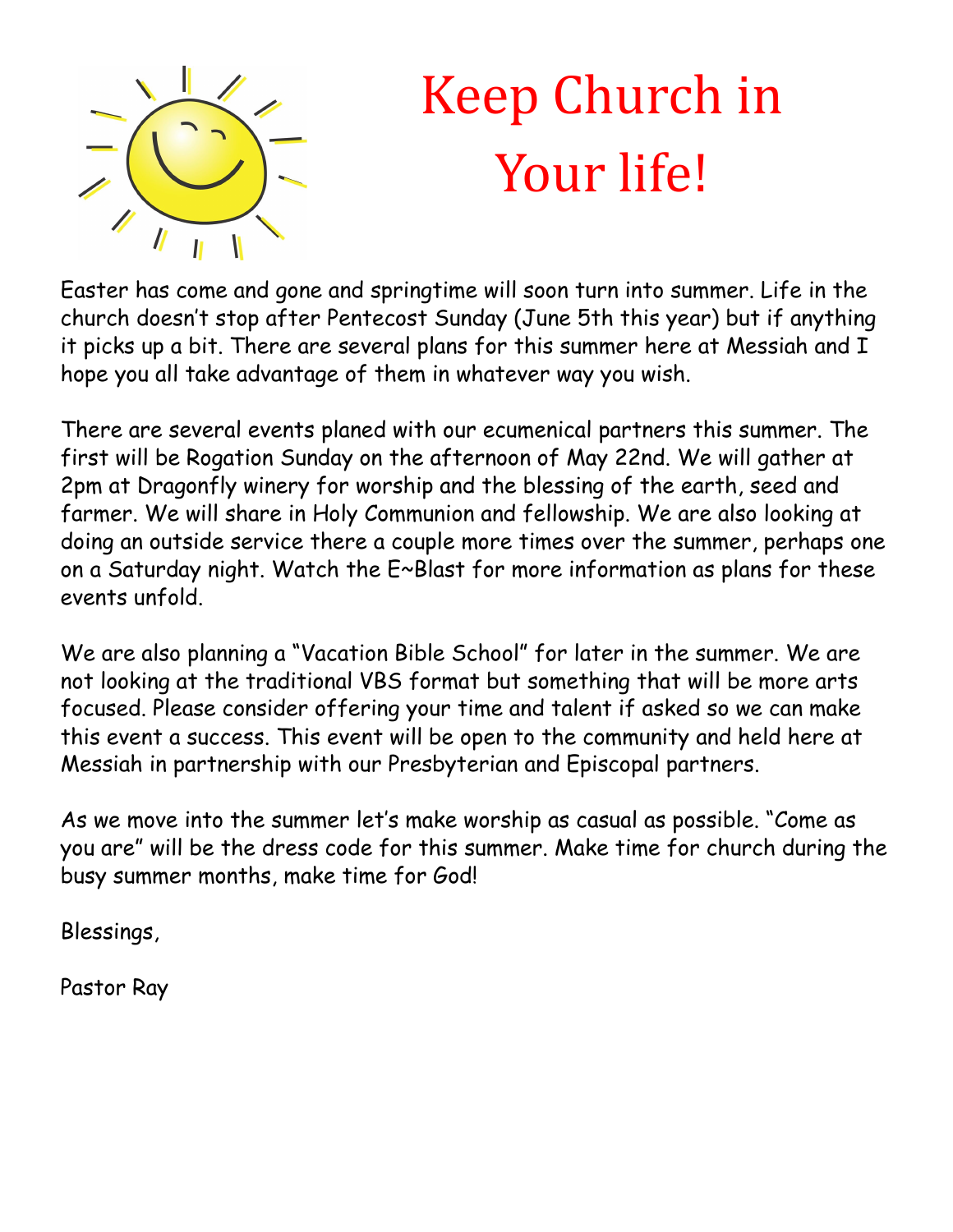# Keep Church in Your life!

Easter has come and gone and springtime will soon turn into summer. Life in the church doesn't stop after Pentecost Sunday (June 5th this year) but if anything it picks up a bit. There are several plans for this summer here at Messiah and I hope you all take advantage of them in whatever way you wish.

There are several events planed with our ecumenical partners this summer. The first will be Rogation Sunday on the afternoon of May 22nd. We will gather at 2pm at Dragonfly winery for worship and the blessing of the earth, seed and farmer. We will share in Holy Communion and fellowship. We are also looking at doing an outside service there a couple more times over the summer, perhaps one on a Saturday night. Watch the E~Blast for more information as plans for these events unfold.

We are also planning a "Vacation Bible School" for later in the summer. We are not looking at the traditional VBS format but something that will be more arts focused. Please consider offering your time and talent if asked so we can make this event a success. This event will be open to the community and held here at Messiah in partnership with our Presbyterian and Episcopal partners.

As we move into the summer let's make worship as casual as possible. "Come as you are" will be the dress code for this summer. Make time for church during the busy summer months, make time for God!

Blessings,

Pastor Ray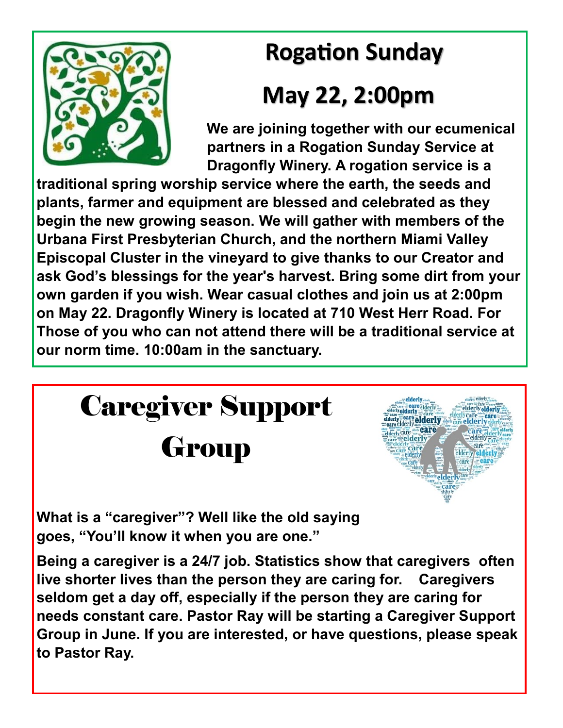# Rogation Sunday

# May 22, 2:00pm

**We are joining together with our ecumenical partners in a Rogation Sunday Service at Dragonfly Winery. A rogation service is a traditional spring worship service where the earth, the seeds and plants, farmer and equipment are blessed and celebrated as they begin the new growing season. We will gather with members of the Urbana First Presbyterian Church, and the northern Miami Valley Episcopal Cluster in the vineyard to give thanks to our Creator and ask God's blessings for the year's harvest. Bring some dirt from your own garden if you wish. Wear casual clothes and join us at 2:00pm on May 22. Dragonfly Winery is located at 710 West Herr Road. For Those of you who can not attend there will be a traditional service at our norm time. 10:00am in the sanctuary.**

# Caregiver Support Group

**What is a "caregiver"? Well like the old saying goes, "You'll know it when you are one."**

**Being a caregiver is a 24/7 job. Statistics show that caregivers often live shorter lives than the person they are caring for. Caregivers seldom get a day off, especially if the person they are caring for needs constant care. Pastor Ray will be starting a Caregiver Support Group in June. If you are interested, or have questions, please speak to Pastor Ray.**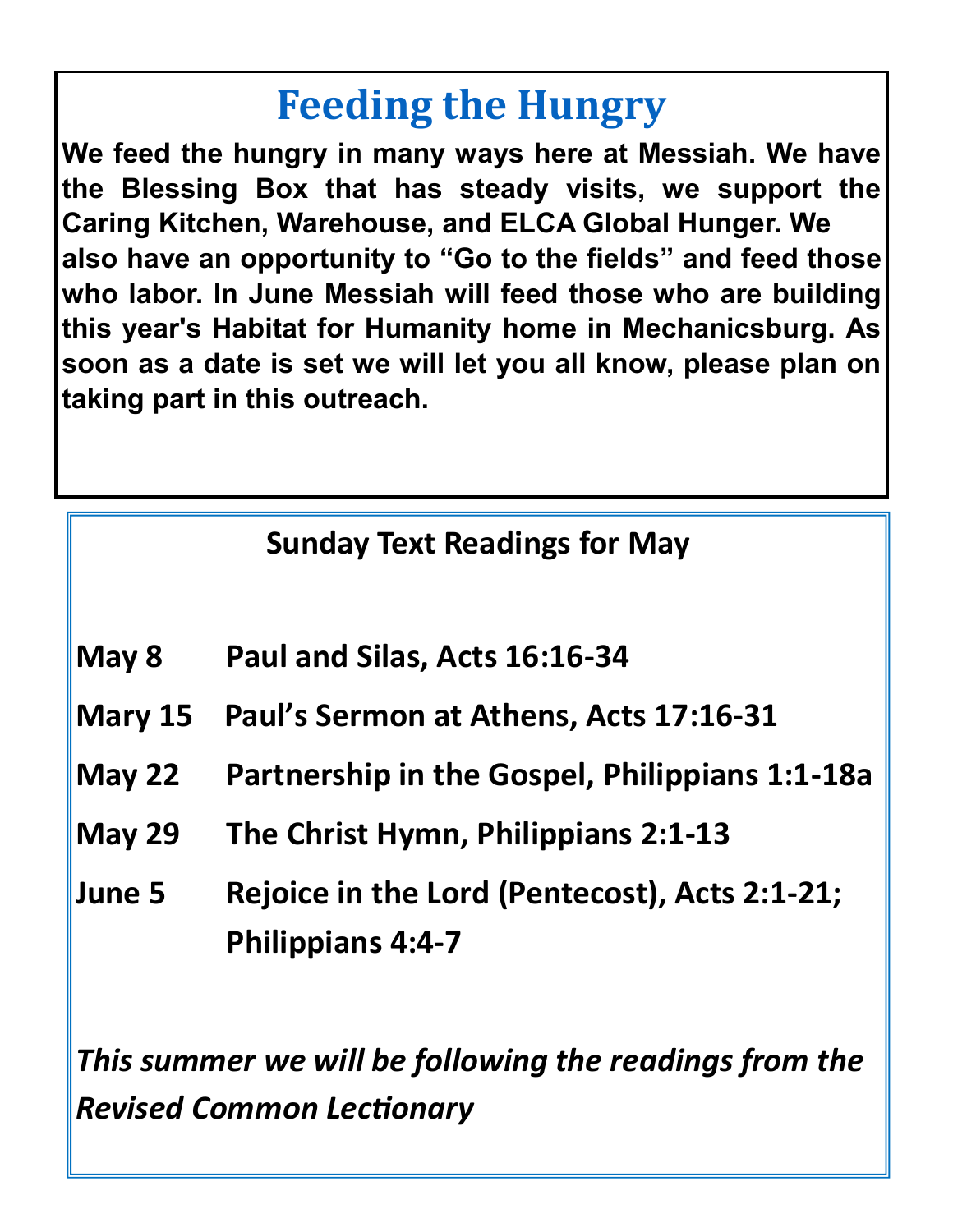# Feeding the Hungry

**We feed the hungry in many ways here at Messiah. We have the Blessing Box that has steady visits, we support the Caring Kitchen, Warehouse, and ELCA Global Hunger. We also have an opportunity to "Go to the fields" and feed those who labor. In June Messiah will feed those who are building this year's Habitat for Humanity home in Mechanicsburg. As soon as a date is set we will let you all know, please plan on taking part in this outreach.**

## Sunday Text Readings for May

| | |
|---|---|
| **May 8** | **Paul and Silas, Acts 16:16-34** |
| **Mary 15** | **Paul's Sermon at Athens, Acts 17:16-31** |
| **May 22** | **Partnership in the Gospel, Philippians 1:1-18a** |
| **May 29** | **The Christ Hymn, Philippians 2:1-13** |
| **June 5** | **Rejoice in the Lord (Pentecost), Acts 2:1-21; Philippians 4:4-7** |

***This summer we will be following the readings from the Revised Common Lectionary***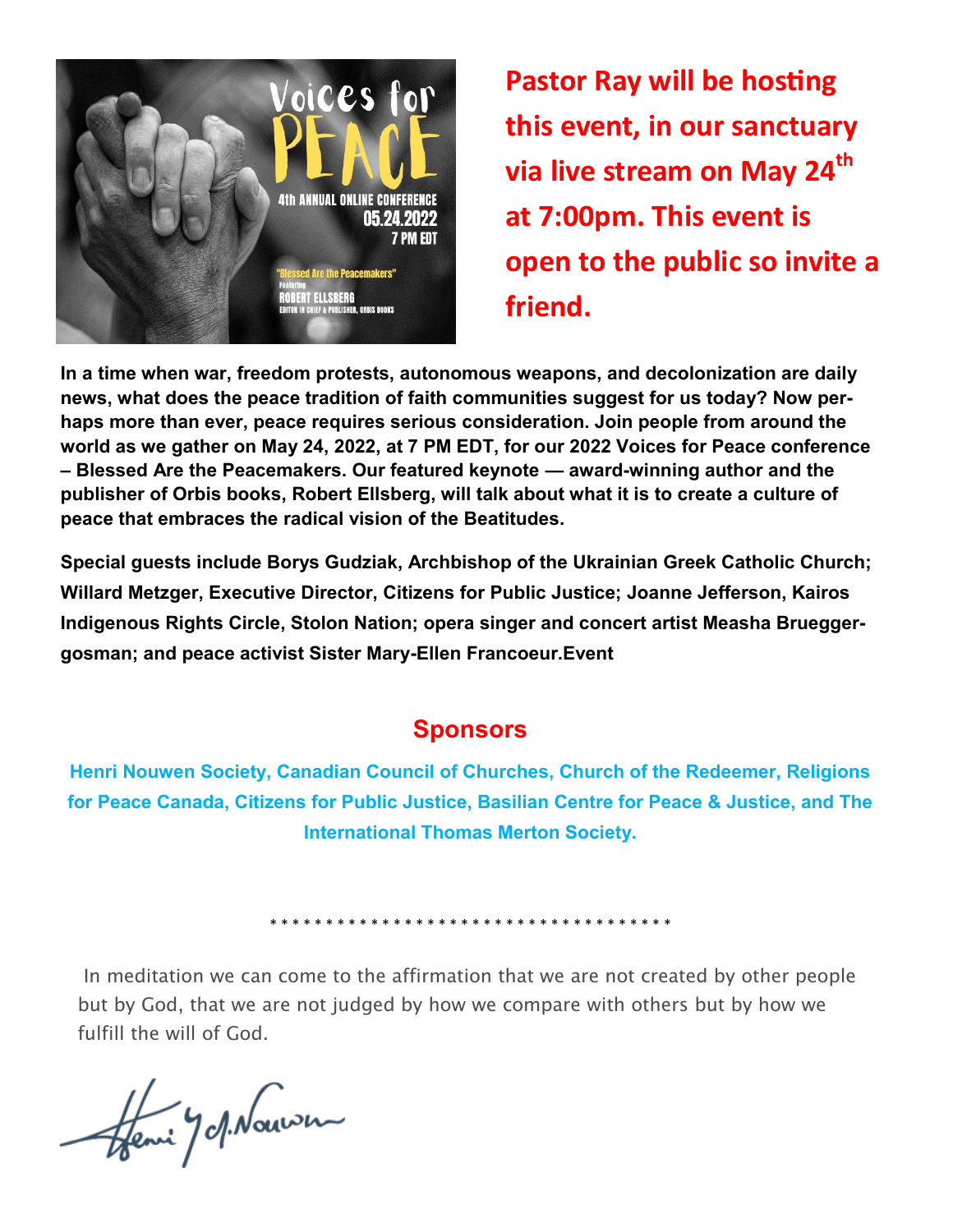**Pastor Ray will be hosting this event, in our sanctuary via live stream on May 24th at 7:00pm. This event is open to the public so invite a friend.**

**In a time when war, freedom protests, autonomous weapons, and decolonization are daily news, what does the peace tradition of faith communities suggest for us today? Now perhaps more than ever, peace requires serious consideration. Join people from around the world as we gather on May 24, 2022, at 7 PM EDT, for our 2022 Voices for Peace conference – Blessed Are the Peacemakers. Our featured keynote — award-winning author and the publisher of Orbis books, Robert Ellsberg, will talk about what it is to create a culture of peace that embraces the radical vision of the Beatitudes.**

**Special guests include Borys Gudziak, Archbishop of the Ukrainian Greek Catholic Church; Willard Metzger, Executive Director, Citizens for Public Justice; Joanne Jefferson, Kairos Indigenous Rights Circle, Stolon Nation; opera singer and concert artist Measha Brueggergosman; and peace activist Sister Mary-Ellen Francoeur.Event**

## Sponsors

**Henri Nouwen Society, Canadian Council of Churches, Church of the Redeemer, Religions for Peace Canada, Citizens for Public Justice, Basilian Centre for Peace & Justice, and The International Thomas Merton Society.**

* * * * * * * * * * * * * * * * * * * * * * * * * * * * * * * * * * * * * *

In meditation we can come to the affirmation that we are not created by other people but by God, that we are not judged by how we compare with others but by how we fulfill the will of God.

Henri J.M. Nouwen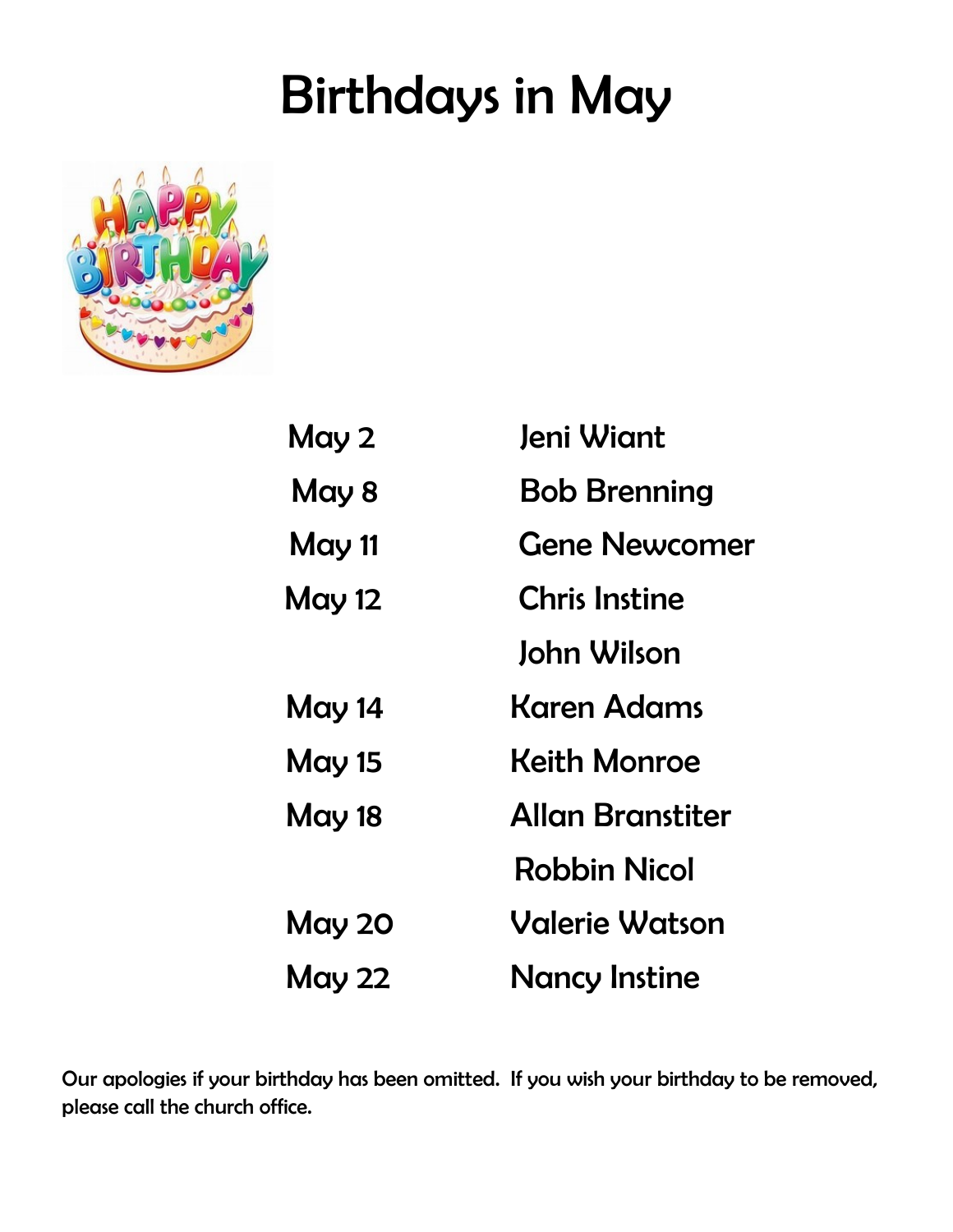# Birthdays in May

| | |
|---|---|
| May 2 | Jeni Wiant |
| May 8 | Bob Brenning |
| May 11 | Gene Newcomer |
| May 12 | Chris Instine |
| | John Wilson |
| May 14 | Karen Adams |
| May 15 | Keith Monroe |
| May 18 | Allan Branstiter |
| | Robbin Nicol |
| May 20 | Valerie Watson |
| May 22 | Nancy Instine |

Our apologies if your birthday has been omitted. If you wish your birthday to be removed, please call the church office.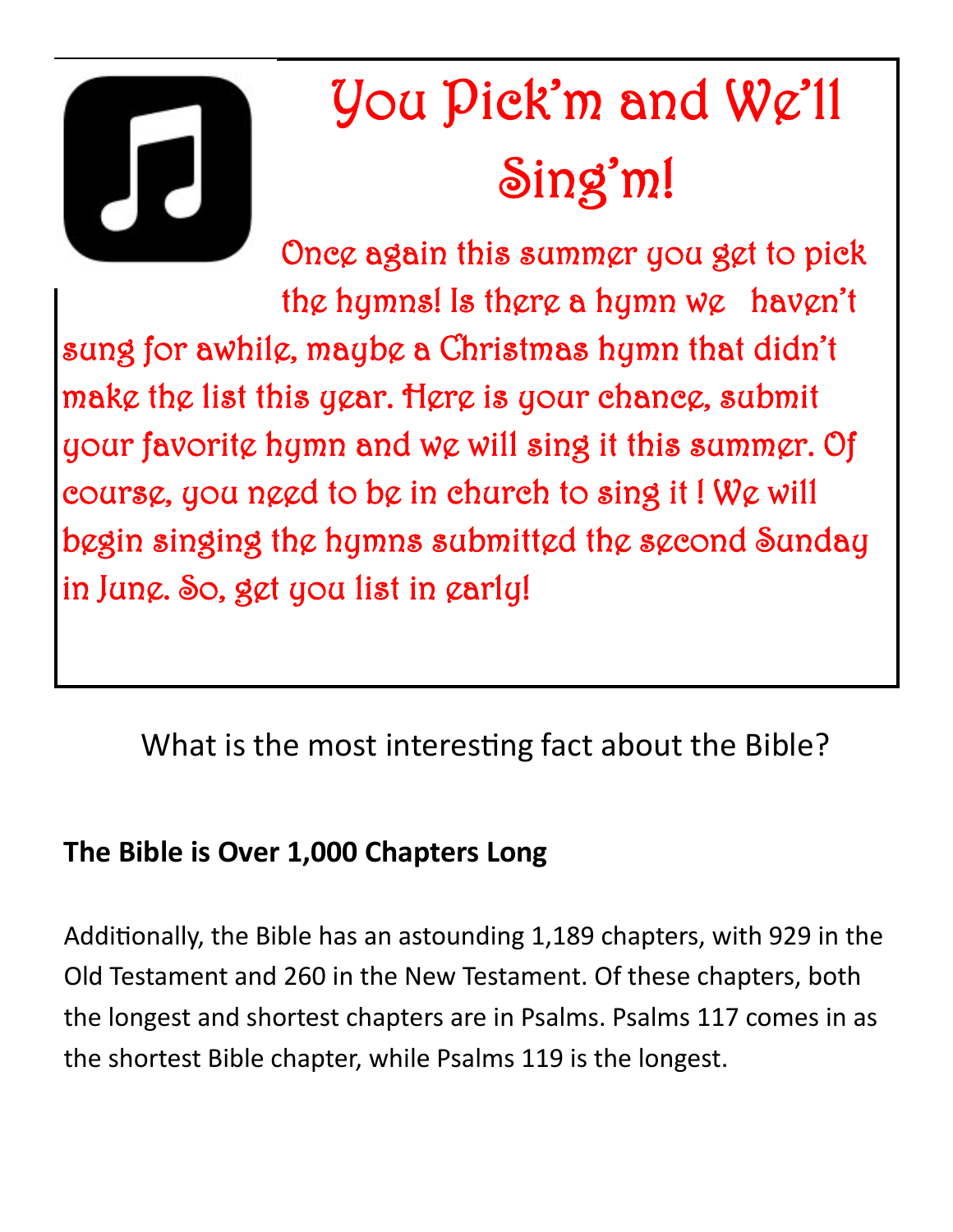# You Pick'm and We'll Sing'm!

Once again this summer you get to pick the hymns! Is there a hymn we haven't sung for awhile, maybe a Christmas hymn that didn't make the list this year. Here is your chance, submit your favorite hymn and we will sing it this summer. Of course, you need to be in church to sing it ! We will begin singing the hymns submitted the second Sunday in June. So, get you list in early!

What is the most interesting fact about the Bible?

**The Bible is Over 1,000 Chapters Long**

Additionally, the Bible has an astounding 1,189 chapters, with 929 in the Old Testament and 260 in the New Testament. Of these chapters, both the longest and shortest chapters are in Psalms. Psalms 117 comes in as the shortest Bible chapter, while Psalms 119 is the longest.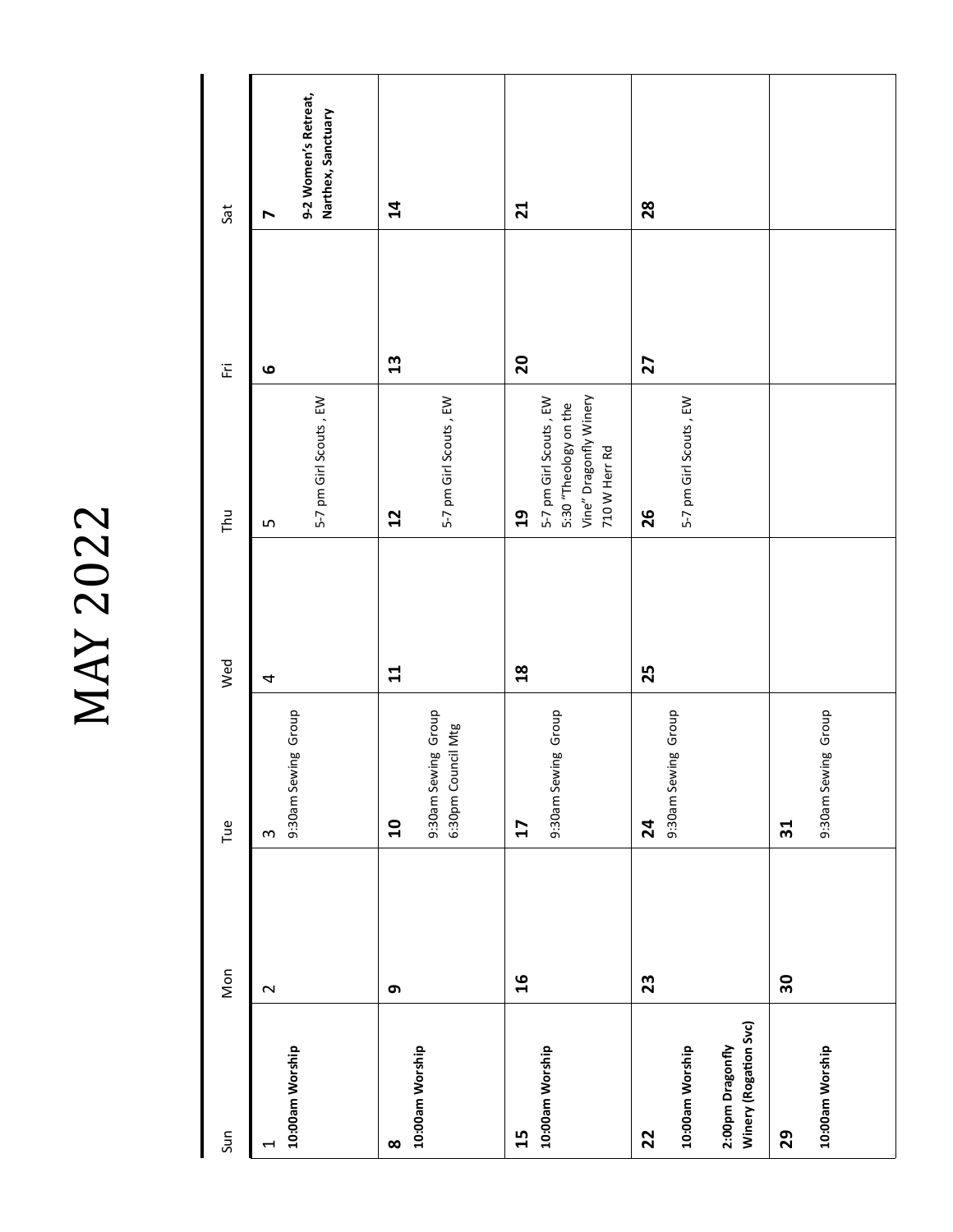# MAY 2022

| Sun | Mon | Tue | Wed | Thu | Fri | Sat |
|---|---|---|---|---|---|---|
| 1<br>**10:00am Worship** | 2 | 3<br>9:30am Sewing Group | 4 | 5<br>5-7 pm Girl Scouts , EW | 6 | 7<br>**9-2 Women's Retreat, Narthex, Sanctuary** |
| 8<br>**10:00am Worship** | 9 | 10<br>9:30am Sewing Group<br>6:30pm Council Mtg | 11 | 12<br>5-7 pm Girl Scouts , EW | 13 | 14 |
| 15<br>**10:00am Worship** | 16 | 17<br>9:30am Sewing Group | 18 | 19<br>5-7 pm Girl Scouts , EW<br>5:30 "Theology on the Vine" Dragonfly Winery 710 W Herr Rd | 20 | 21 |
| 22<br>**10:00am Worship**<br>**2:00pm Dragonfly Winery (Rogation Svc)** | 23 | 24<br>9:30am Sewing Group | 25 | 26<br>5-7 pm Girl Scouts , EW | 27 | 28 |
| 29<br>**10:00am Worship** | 30 | 31<br>9:30am Sewing Group | | | | |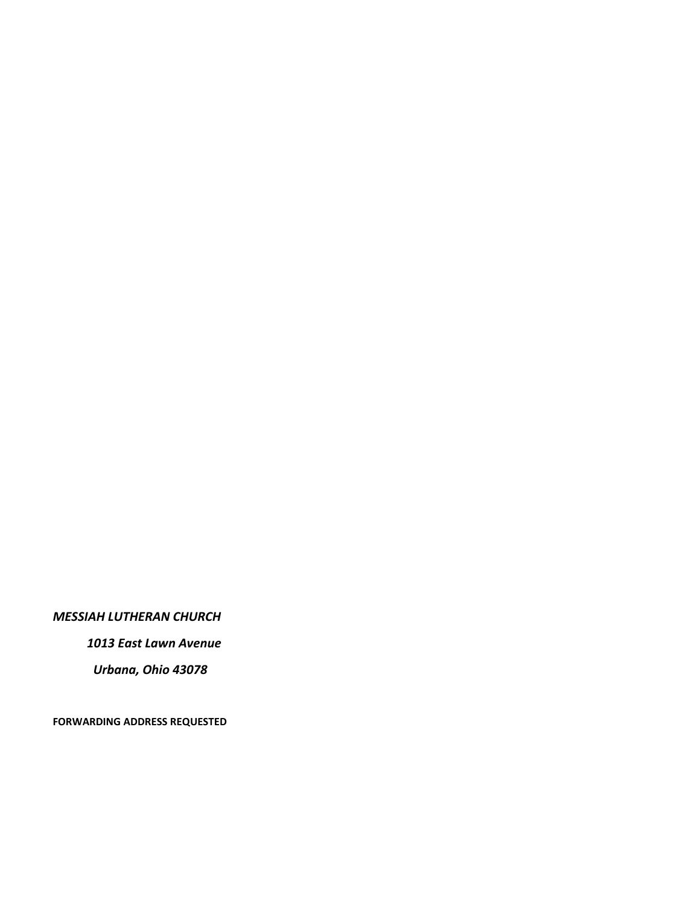***MESSIAH LUTHERAN CHURCH***

***1013 East Lawn Avenue***

***Urbana, Ohio 43078***

**FORWARDING ADDRESS REQUESTED**